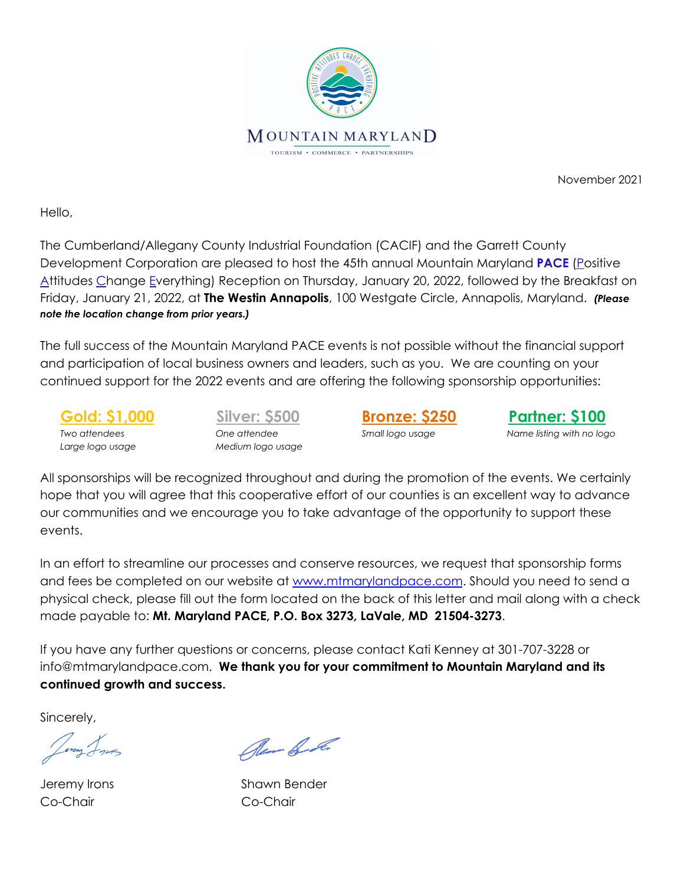MOUNTAIN MARYLAND

TOURISM • COMMERCE • PARTNERSHIPS

November 2021

Hello,

The Cumberland/Allegany County Industrial Foundation (CACIF) and the Garrett County Development Corporation are pleased to host the 45th annual Mountain Maryland **PACE** (Positive Attitudes Change Everything) Reception on Thursday, January 20, 2022, followed by the Breakfast on Friday, January 21, 2022, at **The Westin Annapolis**, 100 Westgate Circle, Annapolis, Maryland. ***(Please note the location change from prior years.)***

The full success of the Mountain Maryland PACE events is not possible without the financial support and participation of local business owners and leaders, such as you. We are counting on your continued support for the 2022 events and are offering the following sponsorship opportunities:

**Gold: $1,000**
*Two attendees*
*Large logo usage*

**Silver: $500**
*One attendee*
*Medium logo usage*

**Bronze: $250**
*Small logo usage*

**Partner: $100**
*Name listing with no logo*

All sponsorships will be recognized throughout and during the promotion of the events. We certainly hope that you will agree that this cooperative effort of our counties is an excellent way to advance our communities and we encourage you to take advantage of the opportunity to support these events.

In an effort to streamline our processes and conserve resources, we request that sponsorship forms and fees be completed on our website at www.mtmarylandpace.com. Should you need to send a physical check, please fill out the form located on the back of this letter and mail along with a check made payable to: **Mt. Maryland PACE, P.O. Box 3273, LaVale, MD 21504-3273**.

If you have any further questions or concerns, please contact Kati Kenney at 301-707-3228 or info@mtmarylandpace.com. **We thank you for your commitment to Mountain Maryland and its continued growth and success.**

Sincerely,

Jeremy Irons
Co-Chair

Shawn Bender
Co-Chair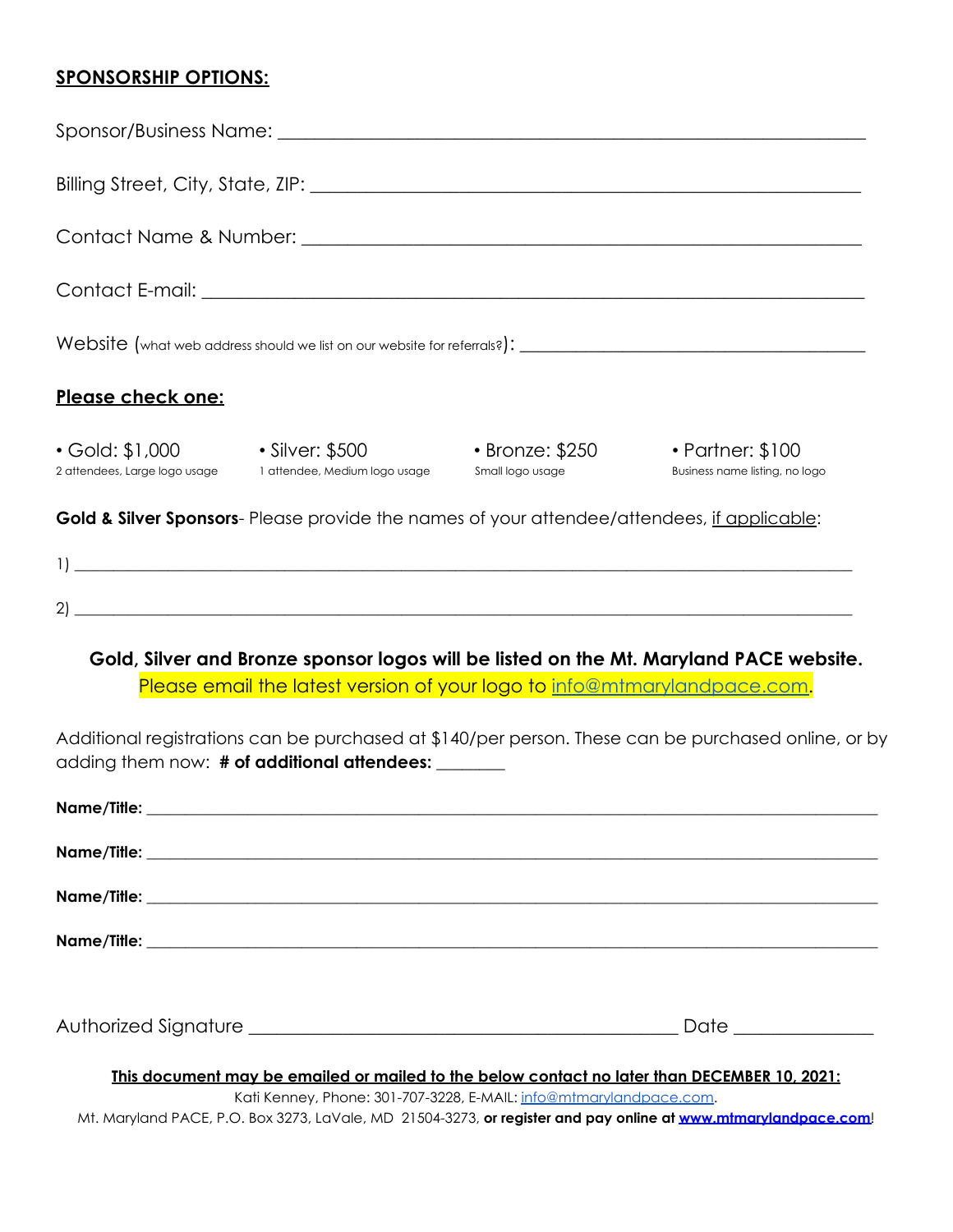**SPONSORSHIP OPTIONS:**

Sponsor/Business Name: ______________________________________________________________

Billing Street, City, State, ZIP: _______________________________________________________

Contact Name & Number: ____________________________________________________

Contact E-mail: ____________________________________________________________

Website (what web address should we list on our website for referrals?): ________________________________

**Please check one:**

| | | | |
|---|---|---|---|
| • Gold: $1,000<br>2 attendees, Large logo usage | • Silver: $500<br>1 attendee, Medium logo usage | • Bronze: $250<br>Small logo usage | • Partner: $100<br>Business name listing, no logo |

**Gold & Silver Sponsors**- Please provide the names of your attendee/attendees, if applicable:

1) ______________________________________________________________________________

2) ______________________________________________________________________________

**Gold, Silver and Bronze sponsor logos will be listed on the Mt. Maryland PACE website.**

Please email the latest version of your logo to info@mtmarylandpace.com.

Additional registrations can be purchased at $140/per person. These can be purchased online, or by adding them now: **# of additional attendees:** ________

**Name/Title:** ______________________________________________________________________

**Name/Title:** ______________________________________________________________________

**Name/Title:** ______________________________________________________________________

**Name/Title:** ______________________________________________________________________

Authorized Signature ________________________________________ Date ______________

**This document may be emailed or mailed to the below contact no later than DECEMBER 10, 2021:**

Kati Kenney, Phone: 301-707-3228, E-MAIL: info@mtmarylandpace.com.

Mt. Maryland PACE, P.O. Box 3273, LaVale, MD 21504-3273, **or register and pay online at www.mtmarylandpace.com**!